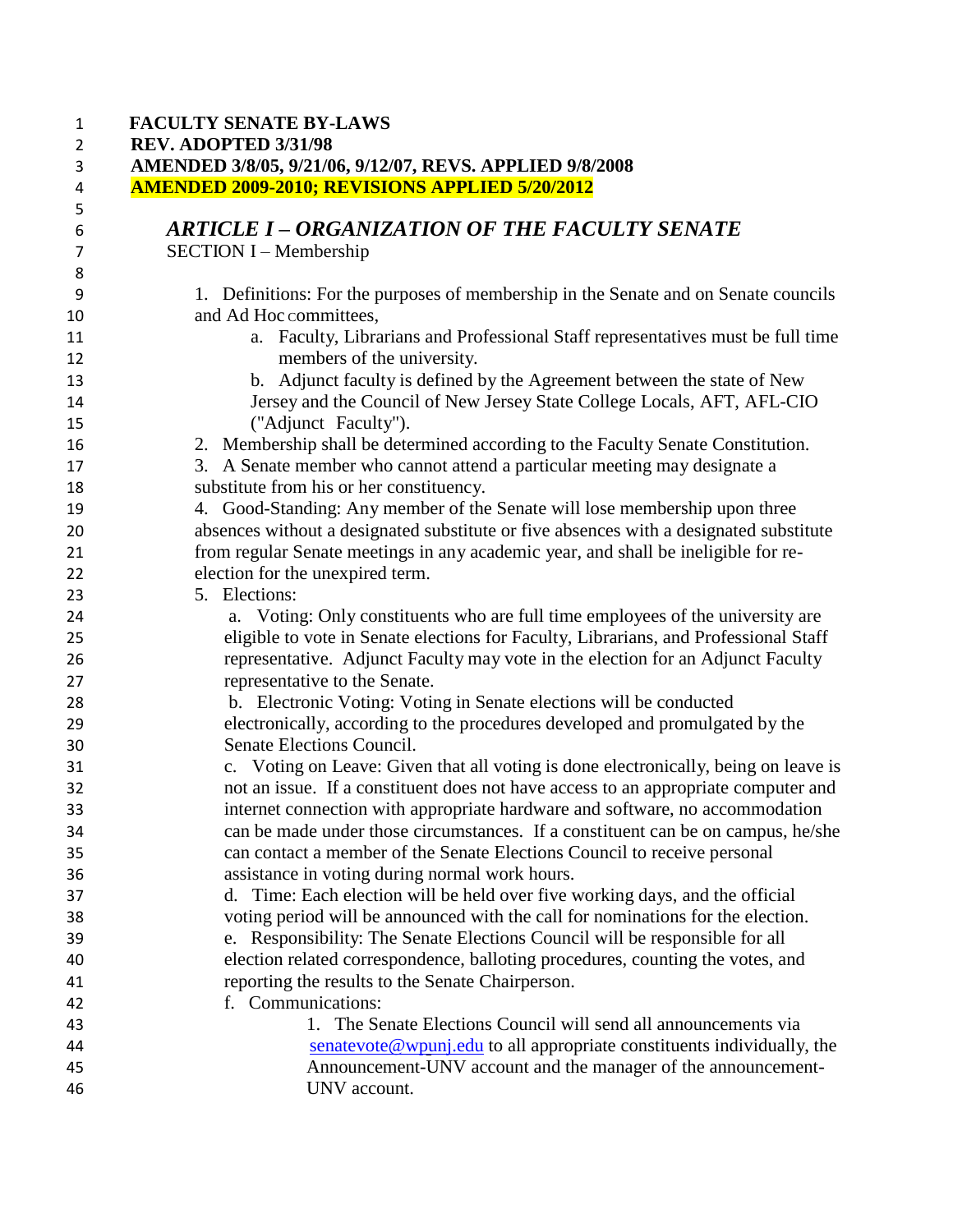**FACULTY SENATE BY-LAWS**
**REV. ADOPTED 3/31/98**
**AMENDED 3/8/05, 9/21/06, 9/12/07, REVS. APPLIED 9/8/2008**
**AMENDED 2009-2010; REVISIONS APPLIED 5/20/2012**

# *ARTICLE I – ORGANIZATION OF THE FACULTY SENATE*

## SECTION I – Membership

1. Definitions: For the purposes of membership in the Senate and on Senate councils and Ad Hoc committees,
   a. Faculty, Librarians and Professional Staff representatives must be full time members of the university.
   b. Adjunct faculty is defined by the Agreement between the state of New Jersey and the Council of New Jersey State College Locals, AFT, AFL-CIO ("Adjunct Faculty").
2. Membership shall be determined according to the Faculty Senate Constitution.
3. A Senate member who cannot attend a particular meeting may designate a substitute from his or her constituency.
4. Good-Standing: Any member of the Senate will lose membership upon three absences without a designated substitute or five absences with a designated substitute from regular Senate meetings in any academic year, and shall be ineligible for re-election for the unexpired term.
5. Elections:
   a. Voting: Only constituents who are full time employees of the university are eligible to vote in Senate elections for Faculty, Librarians, and Professional Staff representative. Adjunct Faculty may vote in the election for an Adjunct Faculty representative to the Senate.
   b. Electronic Voting: Voting in Senate elections will be conducted electronically, according to the procedures developed and promulgated by the Senate Elections Council.
   c. Voting on Leave: Given that all voting is done electronically, being on leave is not an issue. If a constituent does not have access to an appropriate computer and internet connection with appropriate hardware and software, no accommodation can be made under those circumstances. If a constituent can be on campus, he/she can contact a member of the Senate Elections Council to receive personal assistance in voting during normal work hours.
   d. Time: Each election will be held over five working days, and the official voting period will be announced with the call for nominations for the election.
   e. Responsibility: The Senate Elections Council will be responsible for all election related correspondence, balloting procedures, counting the votes, and reporting the results to the Senate Chairperson.
   f. Communications:
      1. The Senate Elections Council will send all announcements via senatevote@wpunj.edu to all appropriate constituents individually, the Announcement-UNV account and the manager of the announcement-UNV account.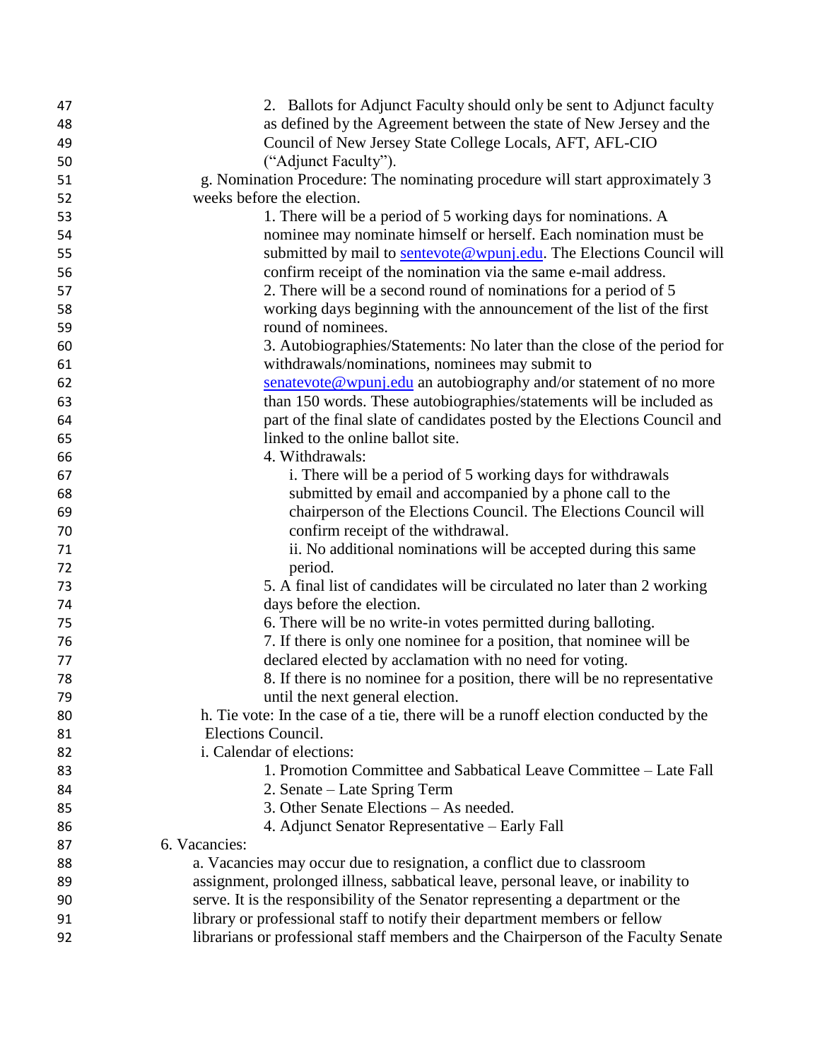2. Ballots for Adjunct Faculty should only be sent to Adjunct faculty as defined by the Agreement between the state of New Jersey and the Council of New Jersey State College Locals, AFT, AFL-CIO ("Adjunct Faculty").

g. Nomination Procedure: The nominating procedure will start approximately 3 weeks before the election.

1. There will be a period of 5 working days for nominations. A nominee may nominate himself or herself. Each nomination must be submitted by mail to [sentevote@wpunj.edu](mailto:sentevote@wpunj.edu). The Elections Council will confirm receipt of the nomination via the same e-mail address.
2. There will be a second round of nominations for a period of 5 working days beginning with the announcement of the list of the first round of nominees.
3. Autobiographies/Statements: No later than the close of the period for withdrawals/nominations, nominees may submit to [senatevote@wpunj.edu](mailto:senatevote@wpunj.edu) an autobiography and/or statement of no more than 150 words. These autobiographies/statements will be included as part of the final slate of candidates posted by the Elections Council and linked to the online ballot site.
4. Withdrawals:
   i. There will be a period of 5 working days for withdrawals submitted by email and accompanied by a phone call to the chairperson of the Elections Council. The Elections Council will confirm receipt of the withdrawal.
   ii. No additional nominations will be accepted during this same period.
5. A final list of candidates will be circulated no later than 2 working days before the election.
6. There will be no write-in votes permitted during balloting.
7. If there is only one nominee for a position, that nominee will be declared elected by acclamation with no need for voting.
8. If there is no nominee for a position, there will be no representative until the next general election.

h. Tie vote: In the case of a tie, there will be a runoff election conducted by the Elections Council.

i. Calendar of elections:

1. Promotion Committee and Sabbatical Leave Committee – Late Fall
2. Senate – Late Spring Term
3. Other Senate Elections – As needed.
4. Adjunct Senator Representative – Early Fall

6. Vacancies:

a. Vacancies may occur due to resignation, a conflict due to classroom assignment, prolonged illness, sabbatical leave, personal leave, or inability to serve. It is the responsibility of the Senator representing a department or the library or professional staff to notify their department members or fellow librarians or professional staff members and the Chairperson of the Faculty Senate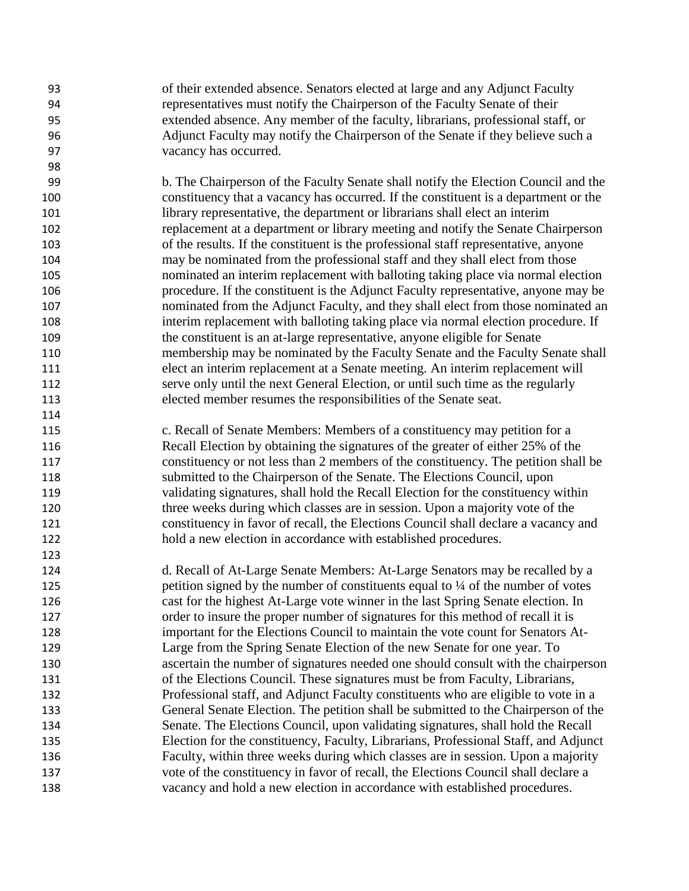of their extended absence. Senators elected at large and any Adjunct Faculty representatives must notify the Chairperson of the Faculty Senate of their extended absence. Any member of the faculty, librarians, professional staff, or Adjunct Faculty may notify the Chairperson of the Senate if they believe such a vacancy has occurred.

b. The Chairperson of the Faculty Senate shall notify the Election Council and the constituency that a vacancy has occurred. If the constituent is a department or the library representative, the department or librarians shall elect an interim replacement at a department or library meeting and notify the Senate Chairperson of the results. If the constituent is the professional staff representative, anyone may be nominated from the professional staff and they shall elect from those nominated an interim replacement with balloting taking place via normal election procedure. If the constituent is the Adjunct Faculty representative, anyone may be nominated from the Adjunct Faculty, and they shall elect from those nominated an interim replacement with balloting taking place via normal election procedure. If the constituent is an at-large representative, anyone eligible for Senate membership may be nominated by the Faculty Senate and the Faculty Senate shall elect an interim replacement at a Senate meeting. An interim replacement will serve only until the next General Election, or until such time as the regularly elected member resumes the responsibilities of the Senate seat.

c. Recall of Senate Members: Members of a constituency may petition for a Recall Election by obtaining the signatures of the greater of either 25% of the constituency or not less than 2 members of the constituency. The petition shall be submitted to the Chairperson of the Senate. The Elections Council, upon validating signatures, shall hold the Recall Election for the constituency within three weeks during which classes are in session. Upon a majority vote of the constituency in favor of recall, the Elections Council shall declare a vacancy and hold a new election in accordance with established procedures.

d. Recall of At-Large Senate Members: At-Large Senators may be recalled by a petition signed by the number of constituents equal to ¼ of the number of votes cast for the highest At-Large vote winner in the last Spring Senate election. In order to insure the proper number of signatures for this method of recall it is important for the Elections Council to maintain the vote count for Senators At-Large from the Spring Senate Election of the new Senate for one year. To ascertain the number of signatures needed one should consult with the chairperson of the Elections Council. These signatures must be from Faculty, Librarians, Professional staff, and Adjunct Faculty constituents who are eligible to vote in a General Senate Election. The petition shall be submitted to the Chairperson of the Senate. The Elections Council, upon validating signatures, shall hold the Recall Election for the constituency, Faculty, Librarians, Professional Staff, and Adjunct Faculty, within three weeks during which classes are in session. Upon a majority vote of the constituency in favor of recall, the Elections Council shall declare a vacancy and hold a new election in accordance with established procedures.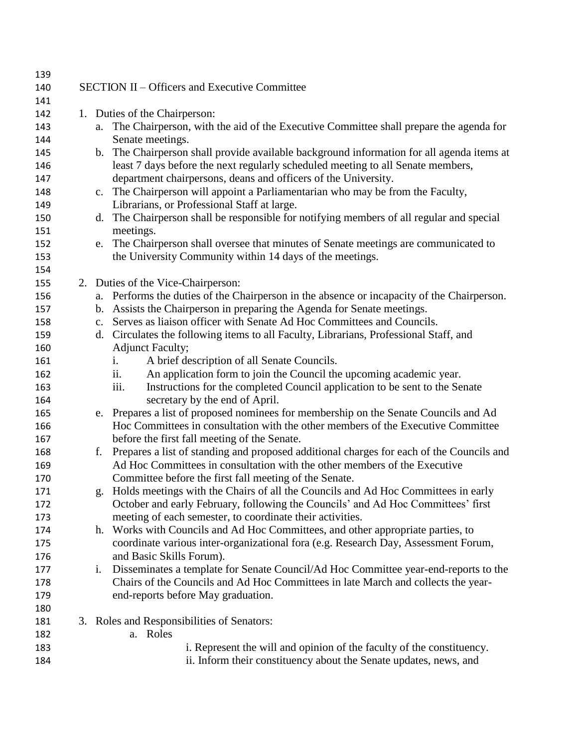SECTION II – Officers and Executive Committee

1. Duties of the Chairperson:
   a. The Chairperson, with the aid of the Executive Committee shall prepare the agenda for Senate meetings.
   b. The Chairperson shall provide available background information for all agenda items at least 7 days before the next regularly scheduled meeting to all Senate members, department chairpersons, deans and officers of the University.
   c. The Chairperson will appoint a Parliamentarian who may be from the Faculty, Librarians, or Professional Staff at large.
   d. The Chairperson shall be responsible for notifying members of all regular and special meetings.
   e. The Chairperson shall oversee that minutes of Senate meetings are communicated to the University Community within 14 days of the meetings.

2. Duties of the Vice-Chairperson:
   a. Performs the duties of the Chairperson in the absence or incapacity of the Chairperson.
   b. Assists the Chairperson in preparing the Agenda for Senate meetings.
   c. Serves as liaison officer with Senate Ad Hoc Committees and Councils.
   d. Circulates the following items to all Faculty, Librarians, Professional Staff, and Adjunct Faculty;
      i. A brief description of all Senate Councils.
      ii. An application form to join the Council the upcoming academic year.
      iii. Instructions for the completed Council application to be sent to the Senate secretary by the end of April.
   e. Prepares a list of proposed nominees for membership on the Senate Councils and Ad Hoc Committees in consultation with the other members of the Executive Committee before the first fall meeting of the Senate.
   f. Prepares a list of standing and proposed additional charges for each of the Councils and Ad Hoc Committees in consultation with the other members of the Executive Committee before the first fall meeting of the Senate.
   g. Holds meetings with the Chairs of all the Councils and Ad Hoc Committees in early October and early February, following the Councils' and Ad Hoc Committees' first meeting of each semester, to coordinate their activities.
   h. Works with Councils and Ad Hoc Committees, and other appropriate parties, to coordinate various inter-organizational fora (e.g. Research Day, Assessment Forum, and Basic Skills Forum).
   i. Disseminates a template for Senate Council/Ad Hoc Committee year-end-reports to the Chairs of the Councils and Ad Hoc Committees in late March and collects the year-end-reports before May graduation.

3. Roles and Responsibilities of Senators:
   a. Roles
      i. Represent the will and opinion of the faculty of the constituency.
      ii. Inform their constituency about the Senate updates, news, and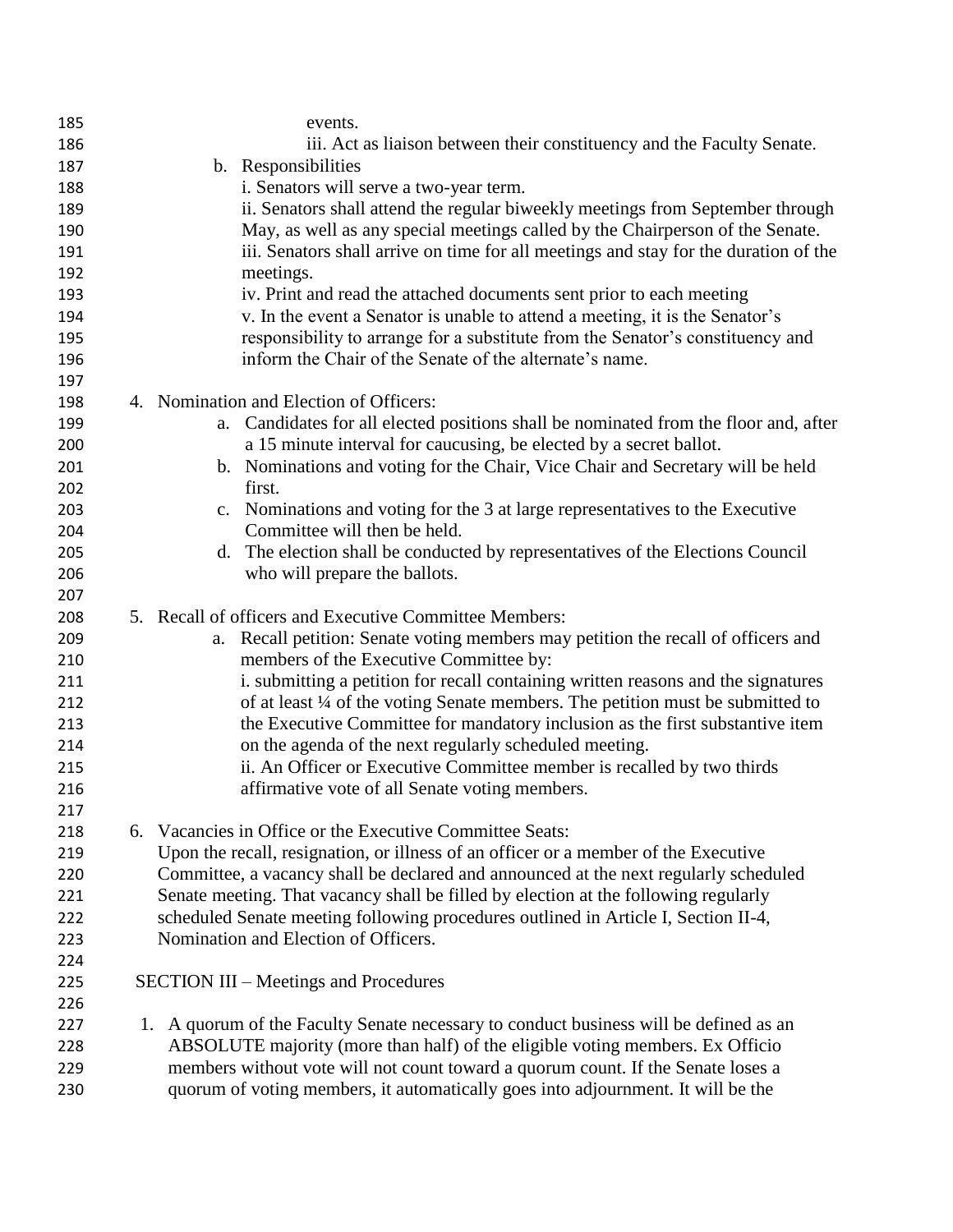events.

iii. Act as liaison between their constituency and the Faculty Senate.

b. Responsibilities

i. Senators will serve a two-year term.

ii. Senators shall attend the regular biweekly meetings from September through May, as well as any special meetings called by the Chairperson of the Senate.

iii. Senators shall arrive on time for all meetings and stay for the duration of the meetings.

iv. Print and read the attached documents sent prior to each meeting

v. In the event a Senator is unable to attend a meeting, it is the Senator's responsibility to arrange for a substitute from the Senator's constituency and inform the Chair of the Senate of the alternate's name.

4. Nomination and Election of Officers:
   a. Candidates for all elected positions shall be nominated from the floor and, after a 15 minute interval for caucusing, be elected by a secret ballot.
   b. Nominations and voting for the Chair, Vice Chair and Secretary will be held first.
   c. Nominations and voting for the 3 at large representatives to the Executive Committee will then be held.
   d. The election shall be conducted by representatives of the Elections Council who will prepare the ballots.

5. Recall of officers and Executive Committee Members:
   a. Recall petition: Senate voting members may petition the recall of officers and members of the Executive Committee by:

      i. submitting a petition for recall containing written reasons and the signatures of at least ¼ of the voting Senate members. The petition must be submitted to the Executive Committee for mandatory inclusion as the first substantive item on the agenda of the next regularly scheduled meeting.

      ii. An Officer or Executive Committee member is recalled by two thirds affirmative vote of all Senate voting members.

6. Vacancies in Office or the Executive Committee Seats:
   Upon the recall, resignation, or illness of an officer or a member of the Executive Committee, a vacancy shall be declared and announced at the next regularly scheduled Senate meeting. That vacancy shall be filled by election at the following regularly scheduled Senate meeting following procedures outlined in Article I, Section II-4, Nomination and Election of Officers.

## SECTION III – Meetings and Procedures

1. A quorum of the Faculty Senate necessary to conduct business will be defined as an ABSOLUTE majority (more than half) of the eligible voting members. Ex Officio members without vote will not count toward a quorum count. If the Senate loses a quorum of voting members, it automatically goes into adjournment. It will be the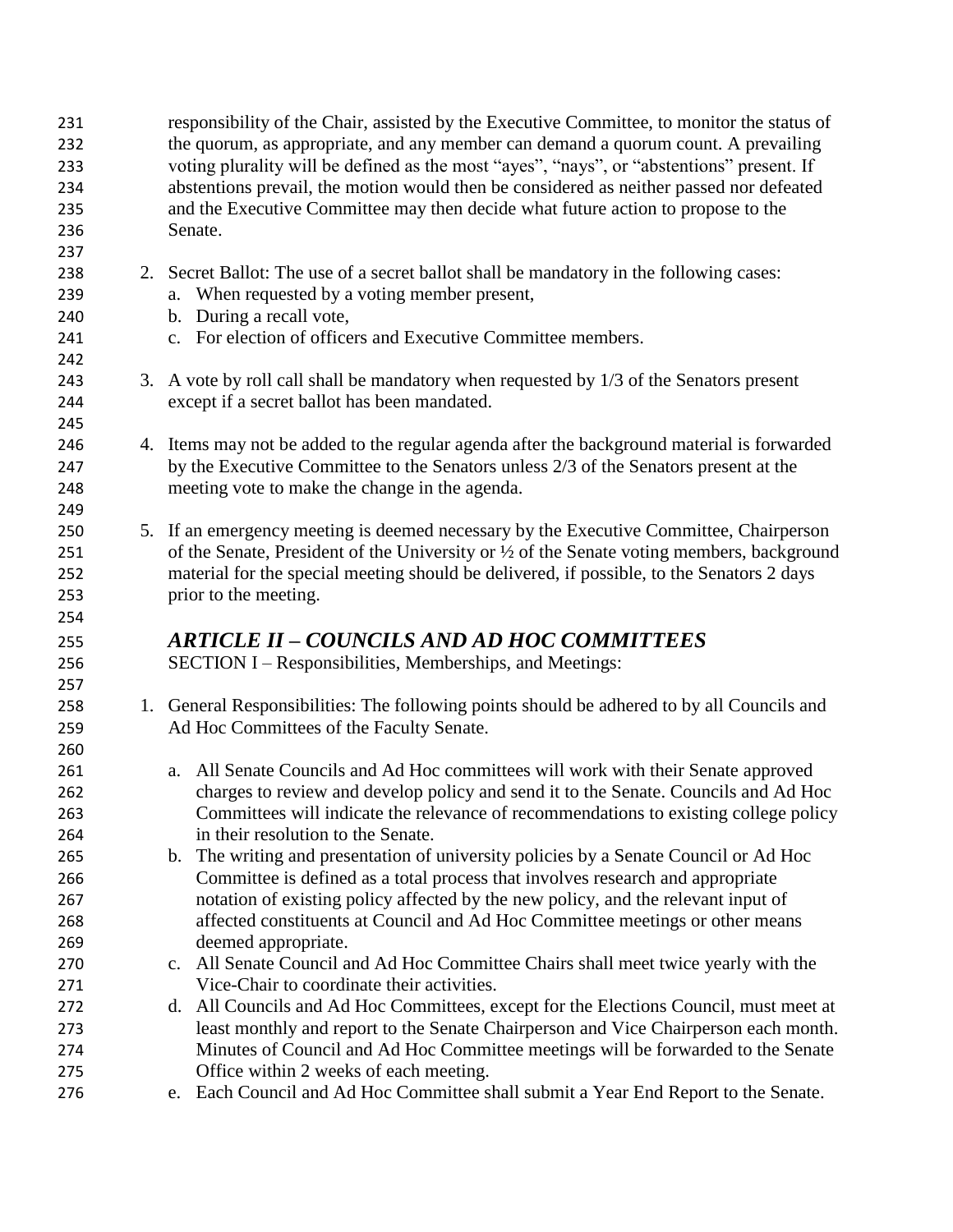responsibility of the Chair, assisted by the Executive Committee, to monitor the status of the quorum, as appropriate, and any member can demand a quorum count. A prevailing voting plurality will be defined as the most "ayes", "nays", or "abstentions" present. If abstentions prevail, the motion would then be considered as neither passed nor defeated and the Executive Committee may then decide what future action to propose to the Senate.

2. Secret Ballot: The use of a secret ballot shall be mandatory in the following cases:
   a. When requested by a voting member present,
   b. During a recall vote,
   c. For election of officers and Executive Committee members.

3. A vote by roll call shall be mandatory when requested by 1/3 of the Senators present except if a secret ballot has been mandated.

4. Items may not be added to the regular agenda after the background material is forwarded by the Executive Committee to the Senators unless 2/3 of the Senators present at the meeting vote to make the change in the agenda.

5. If an emergency meeting is deemed necessary by the Executive Committee, Chairperson of the Senate, President of the University or ½ of the Senate voting members, background material for the special meeting should be delivered, if possible, to the Senators 2 days prior to the meeting.

## *ARTICLE II – COUNCILS AND AD HOC COMMITTEES*

SECTION I – Responsibilities, Memberships, and Meetings:

1. General Responsibilities: The following points should be adhered to by all Councils and Ad Hoc Committees of the Faculty Senate.

   a. All Senate Councils and Ad Hoc committees will work with their Senate approved charges to review and develop policy and send it to the Senate. Councils and Ad Hoc Committees will indicate the relevance of recommendations to existing college policy in their resolution to the Senate.
   b. The writing and presentation of university policies by a Senate Council or Ad Hoc Committee is defined as a total process that involves research and appropriate notation of existing policy affected by the new policy, and the relevant input of affected constituents at Council and Ad Hoc Committee meetings or other means deemed appropriate.
   c. All Senate Council and Ad Hoc Committee Chairs shall meet twice yearly with the Vice-Chair to coordinate their activities.
   d. All Councils and Ad Hoc Committees, except for the Elections Council, must meet at least monthly and report to the Senate Chairperson and Vice Chairperson each month. Minutes of Council and Ad Hoc Committee meetings will be forwarded to the Senate Office within 2 weeks of each meeting.
   e. Each Council and Ad Hoc Committee shall submit a Year End Report to the Senate.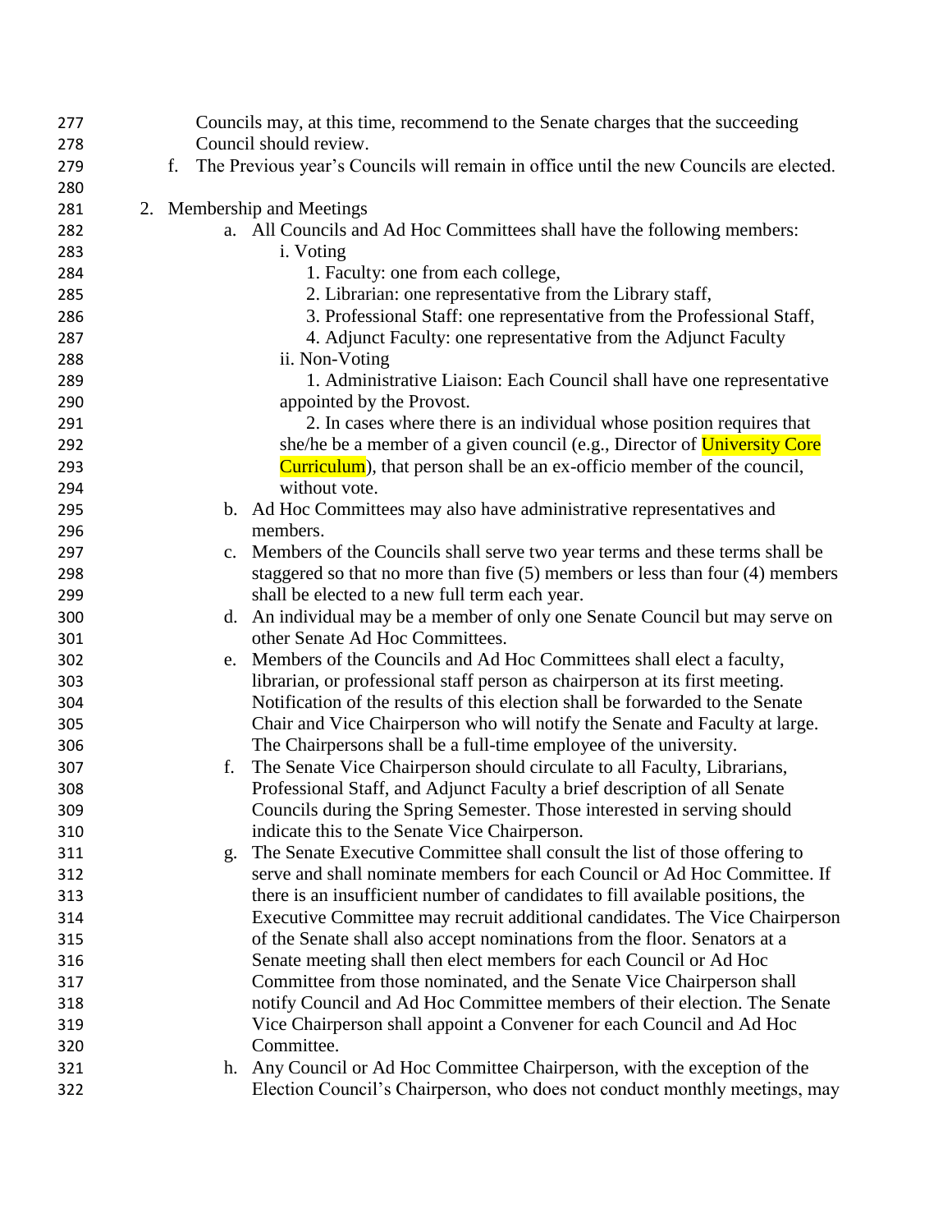Councils may, at this time, recommend to the Senate charges that the succeeding Council should review.

f. The Previous year's Councils will remain in office until the new Councils are elected.

2. Membership and Meetings
   a. All Councils and Ad Hoc Committees shall have the following members:
      i. Voting
         1. Faculty: one from each college,
         2. Librarian: one representative from the Library staff,
         3. Professional Staff: one representative from the Professional Staff,
         4. Adjunct Faculty: one representative from the Adjunct Faculty
      ii. Non-Voting
         1. Administrative Liaison: Each Council shall have one representative appointed by the Provost.
         2. In cases where there is an individual whose position requires that she/he be a member of a given council (e.g., Director of University Core Curriculum), that person shall be an ex-officio member of the council, without vote.
   b. Ad Hoc Committees may also have administrative representatives and members.
   c. Members of the Councils shall serve two year terms and these terms shall be staggered so that no more than five (5) members or less than four (4) members shall be elected to a new full term each year.
   d. An individual may be a member of only one Senate Council but may serve on other Senate Ad Hoc Committees.
   e. Members of the Councils and Ad Hoc Committees shall elect a faculty, librarian, or professional staff person as chairperson at its first meeting. Notification of the results of this election shall be forwarded to the Senate Chair and Vice Chairperson who will notify the Senate and Faculty at large. The Chairpersons shall be a full-time employee of the university.
   f. The Senate Vice Chairperson should circulate to all Faculty, Librarians, Professional Staff, and Adjunct Faculty a brief description of all Senate Councils during the Spring Semester. Those interested in serving should indicate this to the Senate Vice Chairperson.
   g. The Senate Executive Committee shall consult the list of those offering to serve and shall nominate members for each Council or Ad Hoc Committee. If there is an insufficient number of candidates to fill available positions, the Executive Committee may recruit additional candidates. The Vice Chairperson of the Senate shall also accept nominations from the floor. Senators at a Senate meeting shall then elect members for each Council or Ad Hoc Committee from those nominated, and the Senate Vice Chairperson shall notify Council and Ad Hoc Committee members of their election. The Senate Vice Chairperson shall appoint a Convener for each Council and Ad Hoc Committee.
   h. Any Council or Ad Hoc Committee Chairperson, with the exception of the Election Council's Chairperson, who does not conduct monthly meetings, may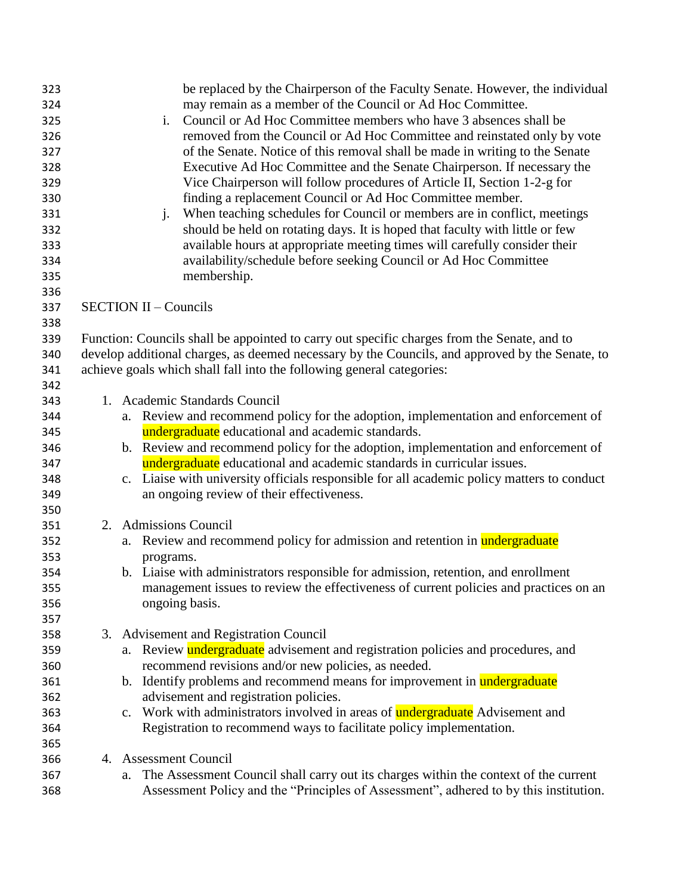be replaced by the Chairperson of the Faculty Senate. However, the individual may remain as a member of the Council or Ad Hoc Committee.

i. Council or Ad Hoc Committee members who have 3 absences shall be removed from the Council or Ad Hoc Committee and reinstated only by vote of the Senate. Notice of this removal shall be made in writing to the Senate Executive Ad Hoc Committee and the Senate Chairperson. If necessary the Vice Chairperson will follow procedures of Article II, Section 1-2-g for finding a replacement Council or Ad Hoc Committee member.

j. When teaching schedules for Council or members are in conflict, meetings should be held on rotating days. It is hoped that faculty with little or few available hours at appropriate meeting times will carefully consider their availability/schedule before seeking Council or Ad Hoc Committee membership.

SECTION II – Councils

Function: Councils shall be appointed to carry out specific charges from the Senate, and to develop additional charges, as deemed necessary by the Councils, and approved by the Senate, to achieve goals which shall fall into the following general categories:

1. Academic Standards Council
   a. Review and recommend policy for the adoption, implementation and enforcement of undergraduate educational and academic standards.
   b. Review and recommend policy for the adoption, implementation and enforcement of undergraduate educational and academic standards in curricular issues.
   c. Liaise with university officials responsible for all academic policy matters to conduct an ongoing review of their effectiveness.

2. Admissions Council
   a. Review and recommend policy for admission and retention in undergraduate programs.
   b. Liaise with administrators responsible for admission, retention, and enrollment management issues to review the effectiveness of current policies and practices on an ongoing basis.

3. Advisement and Registration Council
   a. Review undergraduate advisement and registration policies and procedures, and recommend revisions and/or new policies, as needed.
   b. Identify problems and recommend means for improvement in undergraduate advisement and registration policies.
   c. Work with administrators involved in areas of undergraduate Advisement and Registration to recommend ways to facilitate policy implementation.

4. Assessment Council
   a. The Assessment Council shall carry out its charges within the context of the current Assessment Policy and the "Principles of Assessment", adhered to by this institution.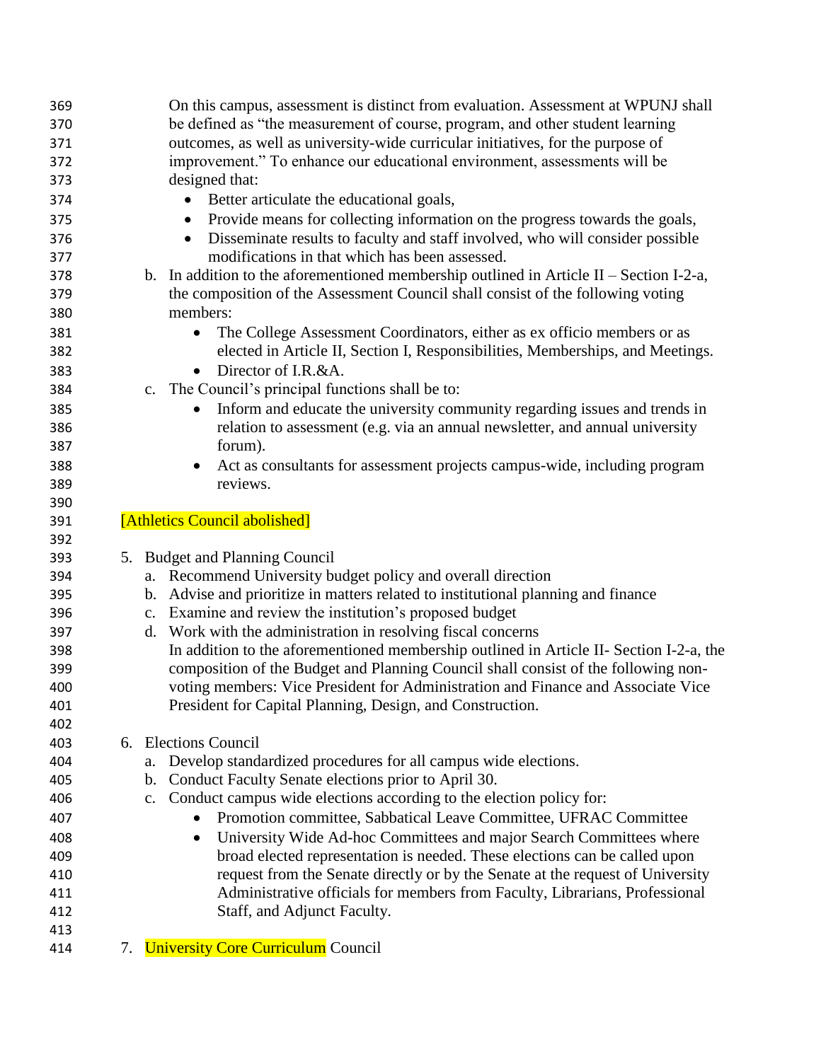On this campus, assessment is distinct from evaluation. Assessment at WPUNJ shall be defined as "the measurement of course, program, and other student learning outcomes, as well as university-wide curricular initiatives, for the purpose of improvement." To enhance our educational environment, assessments will be designed that:

- Better articulate the educational goals,
- Provide means for collecting information on the progress towards the goals,
- Disseminate results to faculty and staff involved, who will consider possible modifications in that which has been assessed.

b. In addition to the aforementioned membership outlined in Article II – Section I-2-a, the composition of the Assessment Council shall consist of the following voting members:

- The College Assessment Coordinators, either as ex officio members or as elected in Article II, Section I, Responsibilities, Memberships, and Meetings.
- Director of I.R.&A.

c. The Council's principal functions shall be to:

- Inform and educate the university community regarding issues and trends in relation to assessment (e.g. via an annual newsletter, and annual university forum).
- Act as consultants for assessment projects campus-wide, including program reviews.

[Athletics Council abolished]

5. Budget and Planning Council
   a. Recommend University budget policy and overall direction
   b. Advise and prioritize in matters related to institutional planning and finance
   c. Examine and review the institution's proposed budget
   d. Work with the administration in resolving fiscal concerns

   In addition to the aforementioned membership outlined in Article II- Section I-2-a, the composition of the Budget and Planning Council shall consist of the following non-voting members: Vice President for Administration and Finance and Associate Vice President for Capital Planning, Design, and Construction.

6. Elections Council
   a. Develop standardized procedures for all campus wide elections.
   b. Conduct Faculty Senate elections prior to April 30.
   c. Conduct campus wide elections according to the election policy for:
      - Promotion committee, Sabbatical Leave Committee, UFRAC Committee
      - University Wide Ad-hoc Committees and major Search Committees where broad elected representation is needed. These elections can be called upon request from the Senate directly or by the Senate at the request of University Administrative officials for members from Faculty, Librarians, Professional Staff, and Adjunct Faculty.

7. University Core Curriculum Council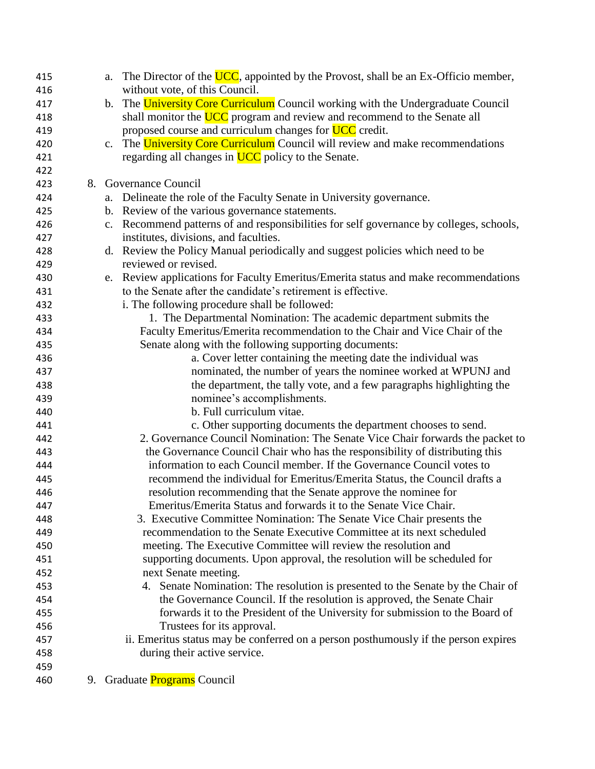a. The Director of the UCC, appointed by the Provost, shall be an Ex-Officio member, without vote, of this Council.
b. The University Core Curriculum Council working with the Undergraduate Council shall monitor the UCC program and review and recommend to the Senate all proposed course and curriculum changes for UCC credit.
c. The University Core Curriculum Council will review and make recommendations regarding all changes in UCC policy to the Senate.

8. Governance Council
    a. Delineate the role of the Faculty Senate in University governance.
    b. Review of the various governance statements.
    c. Recommend patterns of and responsibilities for self governance by colleges, schools, institutes, divisions, and faculties.
    d. Review the Policy Manual periodically and suggest policies which need to be reviewed or revised.
    e. Review applications for Faculty Emeritus/Emerita status and make recommendations to the Senate after the candidate's retirement is effective.
        i. The following procedure shall be followed:
            1. The Departmental Nomination: The academic department submits the Faculty Emeritus/Emerita recommendation to the Chair and Vice Chair of the Senate along with the following supporting documents:
                a. Cover letter containing the meeting date the individual was nominated, the number of years the nominee worked at WPUNJ and the department, the tally vote, and a few paragraphs highlighting the nominee's accomplishments.
                b. Full curriculum vitae.
                c. Other supporting documents the department chooses to send.
            2. Governance Council Nomination: The Senate Vice Chair forwards the packet to the Governance Council Chair who has the responsibility of distributing this information to each Council member. If the Governance Council votes to recommend the individual for Emeritus/Emerita Status, the Council drafts a resolution recommending that the Senate approve the nominee for Emeritus/Emerita Status and forwards it to the Senate Vice Chair.
            3. Executive Committee Nomination: The Senate Vice Chair presents the recommendation to the Senate Executive Committee at its next scheduled meeting. The Executive Committee will review the resolution and supporting documents. Upon approval, the resolution will be scheduled for next Senate meeting.
            4. Senate Nomination: The resolution is presented to the Senate by the Chair of the Governance Council. If the resolution is approved, the Senate Chair forwards it to the President of the University for submission to the Board of Trustees for its approval.
        ii. Emeritus status may be conferred on a person posthumously if the person expires during their active service.

9. Graduate Programs Council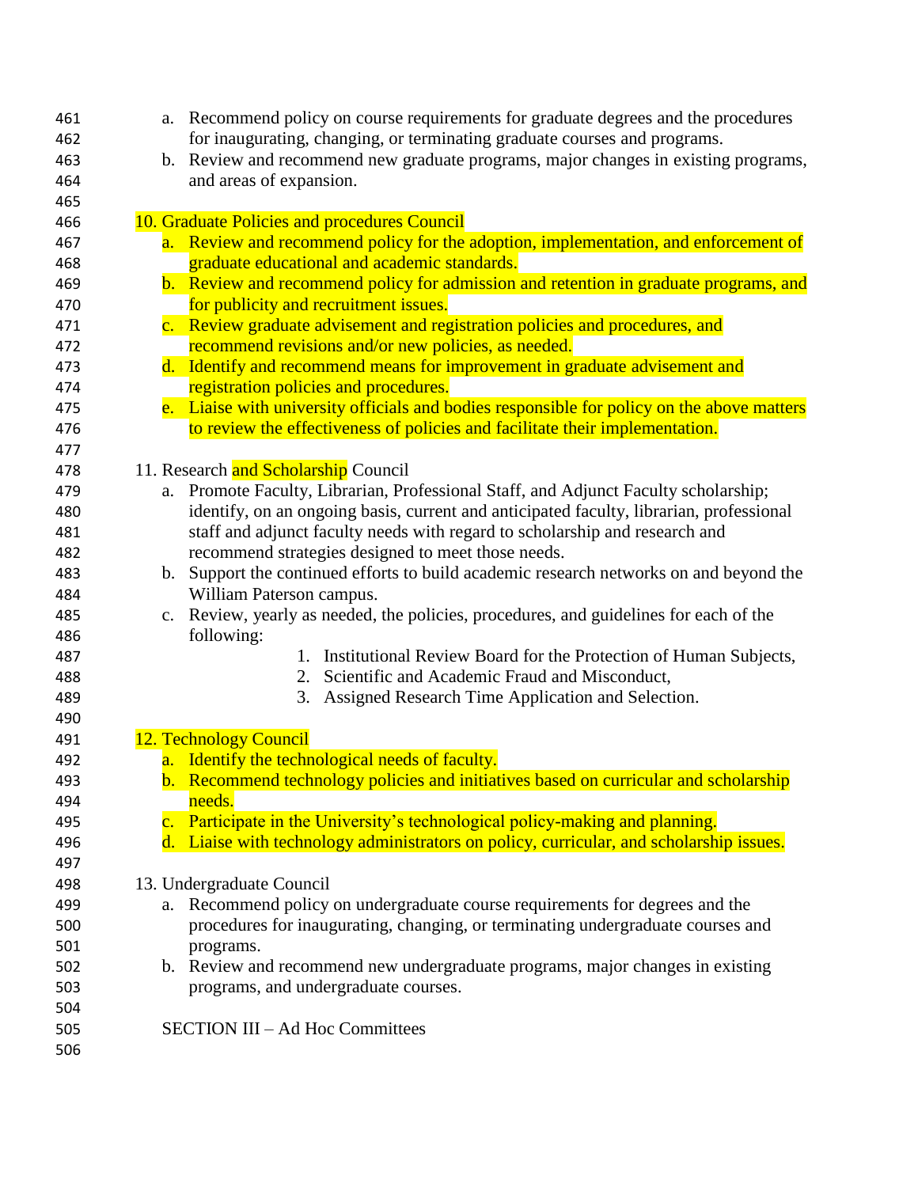a. Recommend policy on course requirements for graduate degrees and the procedures for inaugurating, changing, or terminating graduate courses and programs.
b. Review and recommend new graduate programs, major changes in existing programs, and areas of expansion.

10. Graduate Policies and procedures Council
    a. Review and recommend policy for the adoption, implementation, and enforcement of graduate educational and academic standards.
    b. Review and recommend policy for admission and retention in graduate programs, and for publicity and recruitment issues.
    c. Review graduate advisement and registration policies and procedures, and recommend revisions and/or new policies, as needed.
    d. Identify and recommend means for improvement in graduate advisement and registration policies and procedures.
    e. Liaise with university officials and bodies responsible for policy on the above matters to review the effectiveness of policies and facilitate their implementation.

11. Research and Scholarship Council
    a. Promote Faculty, Librarian, Professional Staff, and Adjunct Faculty scholarship; identify, on an ongoing basis, current and anticipated faculty, librarian, professional staff and adjunct faculty needs with regard to scholarship and research and recommend strategies designed to meet those needs.
    b. Support the continued efforts to build academic research networks on and beyond the William Paterson campus.
    c. Review, yearly as needed, the policies, procedures, and guidelines for each of the following:
        1. Institutional Review Board for the Protection of Human Subjects,
        2. Scientific and Academic Fraud and Misconduct,
        3. Assigned Research Time Application and Selection.

12. Technology Council
    a. Identify the technological needs of faculty.
    b. Recommend technology policies and initiatives based on curricular and scholarship needs.
    c. Participate in the University's technological policy-making and planning.
    d. Liaise with technology administrators on policy, curricular, and scholarship issues.

13. Undergraduate Council
    a. Recommend policy on undergraduate course requirements for degrees and the procedures for inaugurating, changing, or terminating undergraduate courses and programs.
    b. Review and recommend new undergraduate programs, major changes in existing programs, and undergraduate courses.

SECTION III – Ad Hoc Committees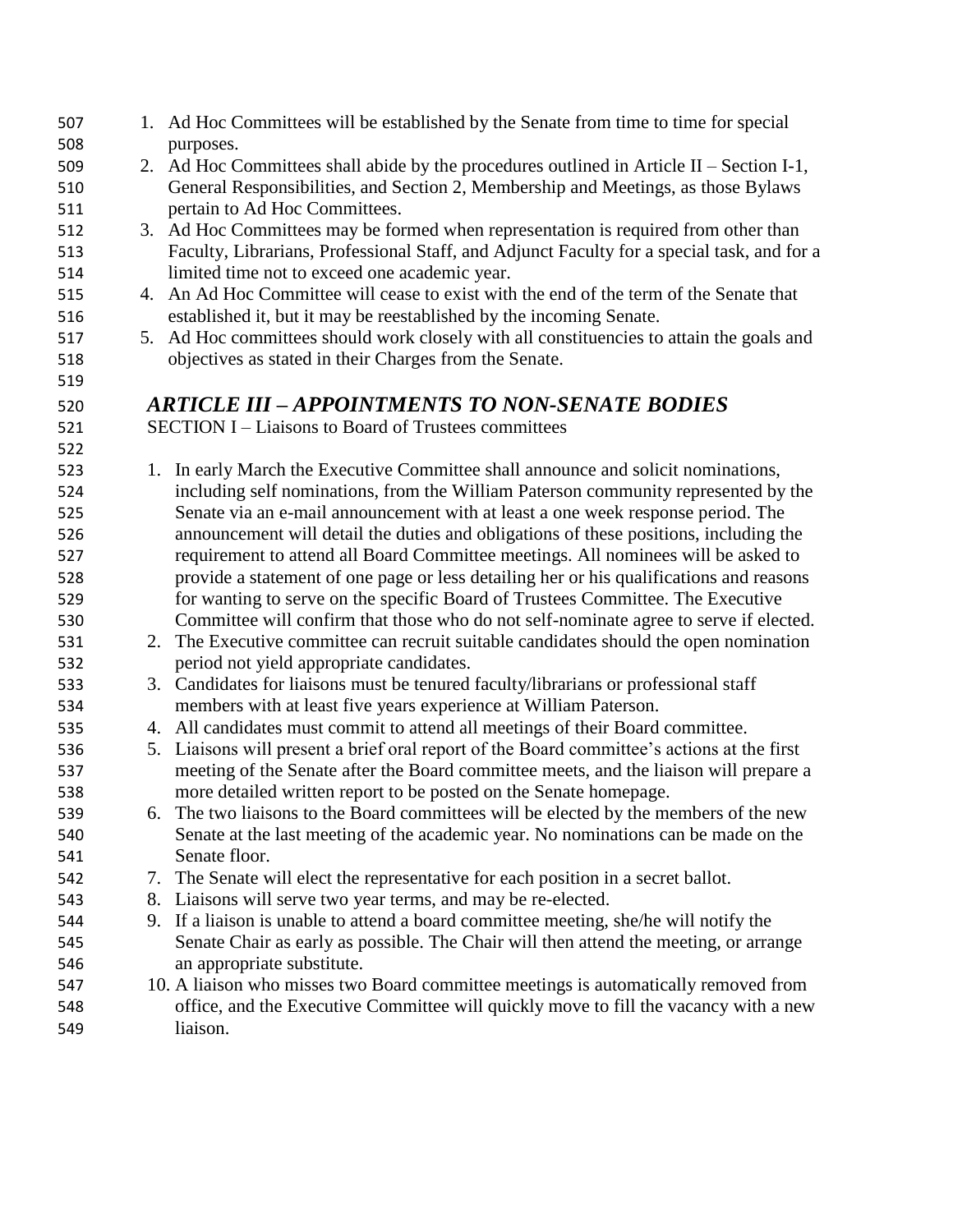1. Ad Hoc Committees will be established by the Senate from time to time for special purposes.
2. Ad Hoc Committees shall abide by the procedures outlined in Article II – Section I-1, General Responsibilities, and Section 2, Membership and Meetings, as those Bylaws pertain to Ad Hoc Committees.
3. Ad Hoc Committees may be formed when representation is required from other than Faculty, Librarians, Professional Staff, and Adjunct Faculty for a special task, and for a limited time not to exceed one academic year.
4. An Ad Hoc Committee will cease to exist with the end of the term of the Senate that established it, but it may be reestablished by the incoming Senate.
5. Ad Hoc committees should work closely with all constituencies to attain the goals and objectives as stated in their Charges from the Senate.

## *ARTICLE III – APPOINTMENTS TO NON-SENATE BODIES*

SECTION I – Liaisons to Board of Trustees committees

1. In early March the Executive Committee shall announce and solicit nominations, including self nominations, from the William Paterson community represented by the Senate via an e-mail announcement with at least a one week response period. The announcement will detail the duties and obligations of these positions, including the requirement to attend all Board Committee meetings. All nominees will be asked to provide a statement of one page or less detailing her or his qualifications and reasons for wanting to serve on the specific Board of Trustees Committee. The Executive Committee will confirm that those who do not self-nominate agree to serve if elected.
2. The Executive committee can recruit suitable candidates should the open nomination period not yield appropriate candidates.
3. Candidates for liaisons must be tenured faculty/librarians or professional staff members with at least five years experience at William Paterson.
4. All candidates must commit to attend all meetings of their Board committee.
5. Liaisons will present a brief oral report of the Board committee's actions at the first meeting of the Senate after the Board committee meets, and the liaison will prepare a more detailed written report to be posted on the Senate homepage.
6. The two liaisons to the Board committees will be elected by the members of the new Senate at the last meeting of the academic year. No nominations can be made on the Senate floor.
7. The Senate will elect the representative for each position in a secret ballot.
8. Liaisons will serve two year terms, and may be re-elected.
9. If a liaison is unable to attend a board committee meeting, she/he will notify the Senate Chair as early as possible. The Chair will then attend the meeting, or arrange an appropriate substitute.
10. A liaison who misses two Board committee meetings is automatically removed from office, and the Executive Committee will quickly move to fill the vacancy with a new liaison.